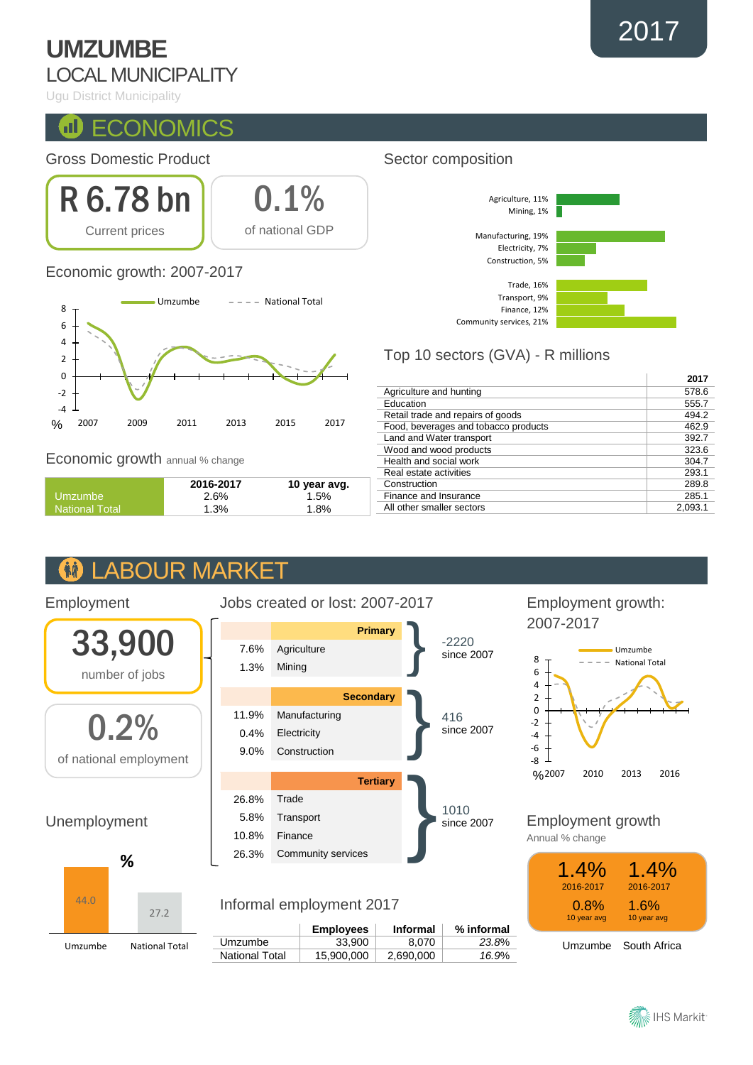# UMZUMBE

## LOCAL MUNICIPALITY

Ugu District Municipality

2017

## ECONOMICS

### Gross Domestic Product

**R 6.78 bn**
Current prices

**0.1%**
of national GDP

### Economic growth: 2007-2017

### Economic growth annual % change

| | 2016-2017 | 10 year avg. |
|---|---|---|
| Umzumbe | 2.6% | 1.5% |
| National Total | 1.3% | 1.8% |

### Sector composition

- Agriculture, 11%
- Mining, 1%
- Manufacturing, 19%
- Electricity, 7%
- Construction, 5%
- Trade, 16%
- Transport, 9%
- Finance, 12%
- Community services, 21%

### Top 10 sectors (GVA) - R millions

| | 2017 |
|---|---|
| Agriculture and hunting | 578.6 |
| Education | 555.7 |
| Retail trade and repairs of goods | 494.2 |
| Food, beverages and tobacco products | 462.9 |
| Land and Water transport | 392.7 |
| Wood and wood products | 323.6 |
| Health and social work | 304.7 |
| Real estate activities | 293.1 |
| Construction | 289.8 |
| Finance and Insurance | 285.1 |
| All other smaller sectors | 2,093.1 |

## LABOUR MARKET

### Employment

**33,900**
number of jobs

**0.2%**
of national employment

### Jobs created or lost: 2007-2017

| | Primary | |
|---|---|---|
| 7.6% | Agriculture | -2220 since 2007 |
| 1.3% | Mining | |

| | Secondary | |
|---|---|---|
| 11.9% | Manufacturing | 416 since 2007 |
| 0.4% | Electricity | |
| 9.0% | Construction | |

| | Tertiary | |
|---|---|---|
| 26.8% | Trade | 1010 since 2007 |
| 5.8% | Transport | |
| 10.8% | Finance | |
| 26.3% | Community services | |

### Employment growth: 2007-2017

### Unemployment

%

| Umzumbe | National Total |
|---|---|
| 44.0 | 27.2 |

### Informal employment 2017

| | Employees | Informal | % informal |
|---|---|---|---|
| Umzumbe | 33,900 | 8,070 | *23.8%* |
| National Total | 15,900,000 | 2,690,000 | *16.9%* |

### Employment growth

Annual % change

| | Umzumbe | South Africa |
|---|---|---|
| 2016-2017 | 1.4% | 1.4% |
| 10 year avg | 0.8% | 1.6% |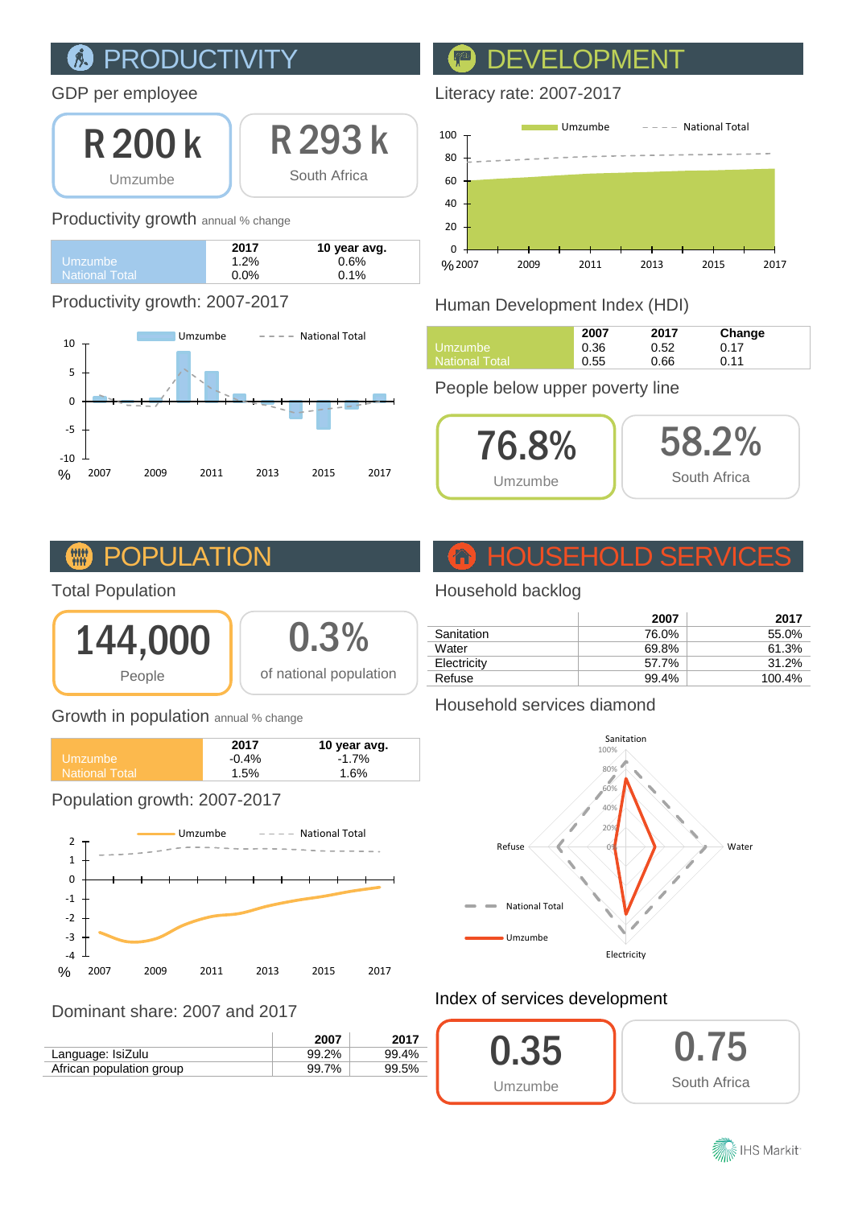# PRODUCTIVITY

GDP per employee

**R 200 k**
Umzumbe

**R 293 k**
South Africa

Productivity growth annual % change

| | 2017 | 10 year avg. |
|---|---|---|
| Umzumbe | 1.2% | 0.6% |
| National Total | 0.0% | 0.1% |

Productivity growth: 2007-2017

# DEVELOPMENT

Literacy rate: 2007-2017

Human Development Index (HDI)

| | 2007 | 2017 | Change |
|---|---|---|---|
| Umzumbe | 0.36 | 0.52 | 0.17 |
| National Total | 0.55 | 0.66 | 0.11 |

People below upper poverty line

**76.8%**
Umzumbe

**58.2%**
South Africa

# POPULATION

Total Population

**144,000**
People

**0.3%**
of national population

Growth in population annual % change

| | 2017 | 10 year avg. |
|---|---|---|
| Umzumbe | -0.4% | -1.7% |
| National Total | 1.5% | 1.6% |

Population growth: 2007-2017

Dominant share: 2007 and 2017

| | 2007 | 2017 |
|---|---|---|
| Language: IsiZulu | 99.2% | 99.4% |
| African population group | 99.7% | 99.5% |

# HOUSEHOLD SERVICES

Household backlog

| | 2007 | 2017 |
|---|---|---|
| Sanitation | 76.0% | 55.0% |
| Water | 69.8% | 61.3% |
| Electricity | 57.7% | 31.2% |
| Refuse | 99.4% | 100.4% |

Household services diamond

Index of services development

**0.35**
Umzumbe

**0.75**
South Africa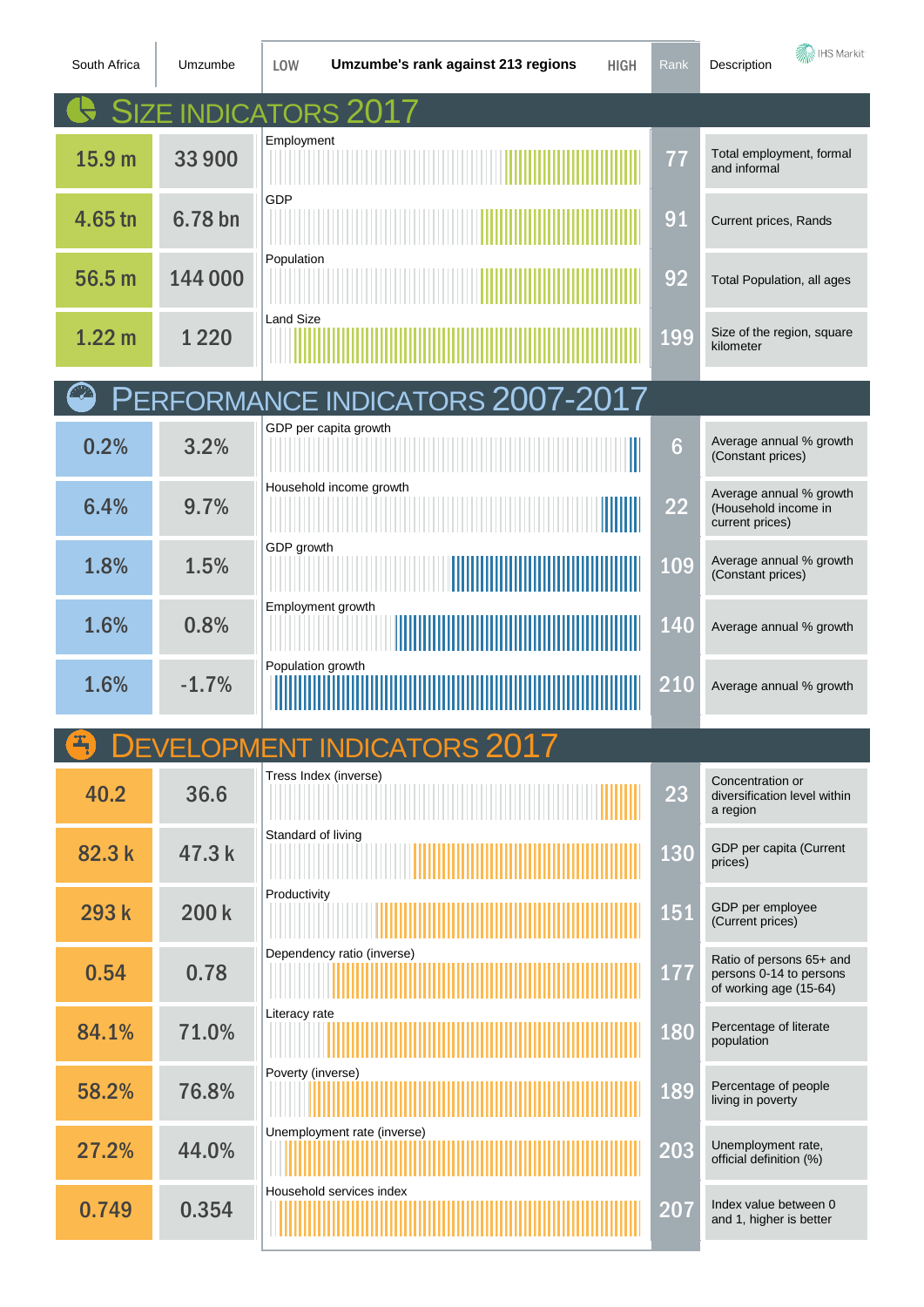| South Africa | Umzumbe | Umzumbe's rank against 213 regions (LOW – HIGH) | Rank | Description |
|---|---|---|---|---|
| **SIZE INDICATORS 2017** | | | | |
| 15.9 m | 33 900 | Employment | 77 | Total employment, formal and informal |
| 4.65 tn | 6.78 bn | GDP | 91 | Current prices, Rands |
| 56.5 m | 144 000 | Population | 92 | Total Population, all ages |
| 1.22 m | 1 220 | Land Size | 199 | Size of the region, square kilometer |
| **PERFORMANCE INDICATORS 2007-2017** | | | | |
| 0.2% | 3.2% | GDP per capita growth | 6 | Average annual % growth (Constant prices) |
| 6.4% | 9.7% | Household income growth | 22 | Average annual % growth (Household income in current prices) |
| 1.8% | 1.5% | GDP growth | 109 | Average annual % growth (Constant prices) |
| 1.6% | 0.8% | Employment growth | 140 | Average annual % growth |
| 1.6% | -1.7% | Population growth | 210 | Average annual % growth |
| **DEVELOPMENT INDICATORS 2017** | | | | |
| 40.2 | 36.6 | Tress Index (inverse) | 23 | Concentration or diversification level within a region |
| 82.3 k | 47.3 k | Standard of living | 130 | GDP per capita (Current prices) |
| 293 k | 200 k | Productivity | 151 | GDP per employee (Current prices) |
| 0.54 | 0.78 | Dependency ratio (inverse) | 177 | Ratio of persons 65+ and persons 0-14 to persons of working age (15-64) |
| 84.1% | 71.0% | Literacy rate | 180 | Percentage of literate population |
| 58.2% | 76.8% | Poverty (inverse) | 189 | Percentage of people living in poverty |
| 27.2% | 44.0% | Unemployment rate (inverse) | 203 | Unemployment rate, official definition (%) |
| 0.749 | 0.354 | Household services index | 207 | Index value between 0 and 1, higher is better |

IHS Markit